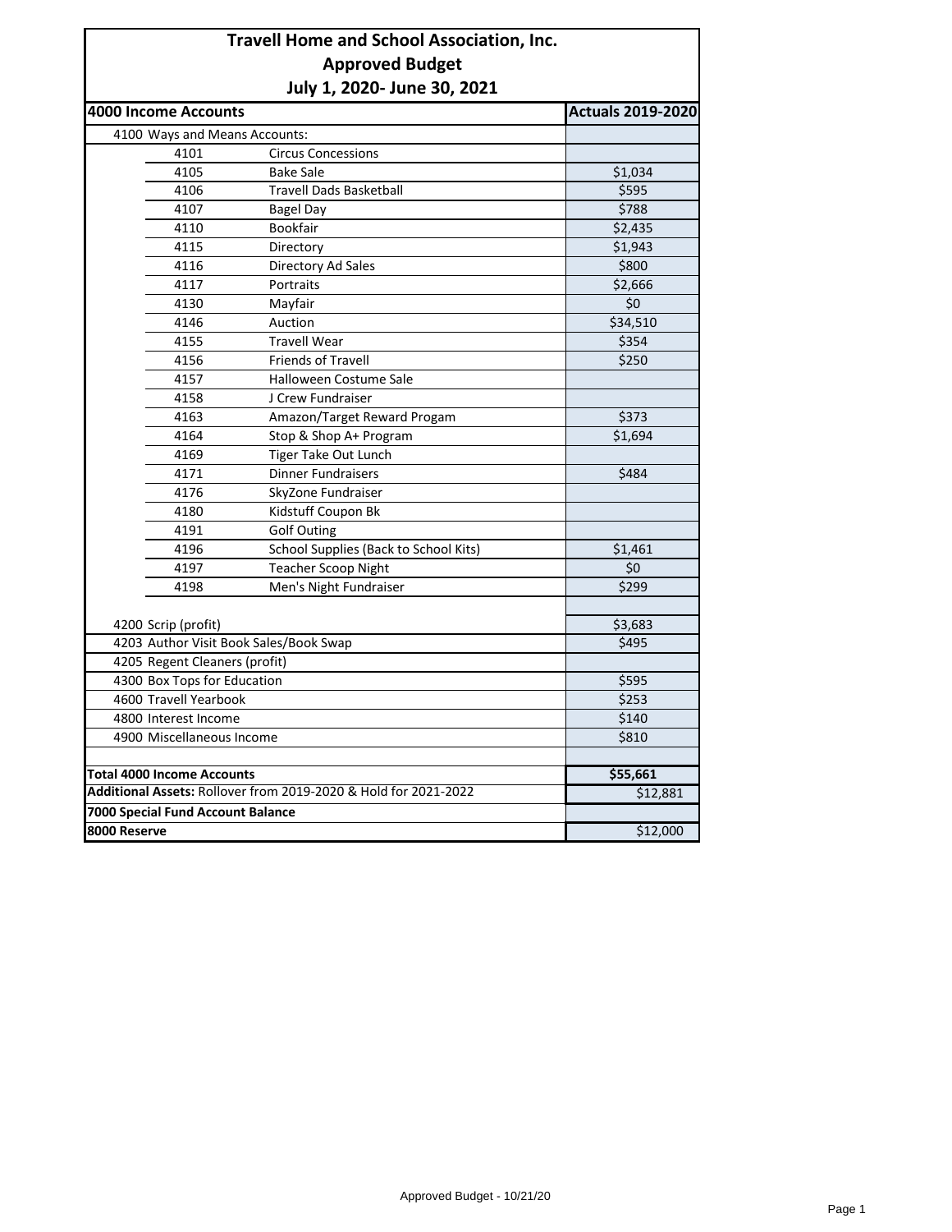# Travell Home and School Association, Inc.

## Approved Budget

### July 1, 2020- June 30, 2021

| 4000 Income Accounts | | Actuals 2019-2020 |
|---|---|---|
| 4100 Ways and Means Accounts: | | |
| 4101 | Circus Concessions | |
| 4105 | Bake Sale | $1,034 |
| 4106 | Travell Dads Basketball | $595 |
| 4107 | Bagel Day | $788 |
| 4110 | Bookfair | $2,435 |
| 4115 | Directory | $1,943 |
| 4116 | Directory Ad Sales | $800 |
| 4117 | Portraits | $2,666 |
| 4130 | Mayfair | $0 |
| 4146 | Auction | $34,510 |
| 4155 | Travell Wear | $354 |
| 4156 | Friends of Travell | $250 |
| 4157 | Halloween Costume Sale | |
| 4158 | J Crew Fundraiser | |
| 4163 | Amazon/Target Reward Progam | $373 |
| 4164 | Stop & Shop A+ Program | $1,694 |
| 4169 | Tiger Take Out Lunch | |
| 4171 | Dinner Fundraisers | $484 |
| 4176 | SkyZone Fundraiser | |
| 4180 | Kidstuff Coupon Bk | |
| 4191 | Golf Outing | |
| 4196 | School Supplies (Back to School Kits) | $1,461 |
| 4197 | Teacher Scoop Night | $0 |
| 4198 | Men's Night Fundraiser | $299 |
| | | |
| 4200 Scrip (profit) | | $3,683 |
| 4203 Author Visit Book Sales/Book Swap | | $495 |
| 4205 Regent Cleaners (profit) | | |
| 4300 Box Tops for Education | | $595 |
| 4600 Travell Yearbook | | $253 |
| 4800 Interest Income | | $140 |
| 4900 Miscellaneous Income | | $810 |
| | | |
| **Total 4000 Income Accounts** | | **$55,661** |
| **Additional Assets:** Rollover from 2019-2020 & Hold for 2021-2022 | | $12,881 |
| **7000 Special Fund Account Balance** | | |
| **8000 Reserve** | | $12,000 |

Approved Budget - 10/21/20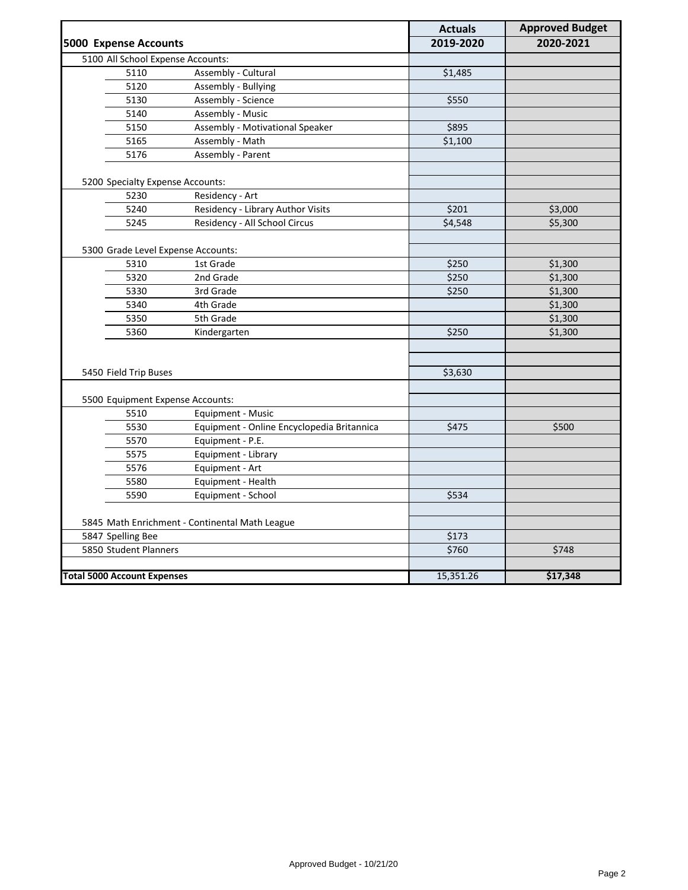| 5000 Expense Accounts | | | Actuals 2019-2020 | Approved Budget 2020-2021 |
|---|---|---|---|---|
| 5100 All School Expense Accounts: | | | | |
| | 5110 | Assembly - Cultural | $1,485 | |
| | 5120 | Assembly - Bullying | | |
| | 5130 | Assembly - Science | $550 | |
| | 5140 | Assembly - Music | | |
| | 5150 | Assembly - Motivational Speaker | $895 | |
| | 5165 | Assembly - Math | $1,100 | |
| | 5176 | Assembly - Parent | | |
| | | | | |
| 5200 Specialty Expense Accounts: | | | | |
| | 5230 | Residency - Art | | |
| | 5240 | Residency - Library Author Visits | $201 | $3,000 |
| | 5245 | Residency - All School Circus | $4,548 | $5,300 |
| | | | | |
| 5300 Grade Level Expense Accounts: | | | | |
| | 5310 | 1st Grade | $250 | $1,300 |
| | 5320 | 2nd Grade | $250 | $1,300 |
| | 5330 | 3rd Grade | $250 | $1,300 |
| | 5340 | 4th Grade | | $1,300 |
| | 5350 | 5th Grade | | $1,300 |
| | 5360 | Kindergarten | $250 | $1,300 |
| | | | | |
| | | | | |
| 5450 Field Trip Buses | | | $3,630 | |
| | | | | |
| 5500 Equipment Expense Accounts: | | | | |
| | 5510 | Equipment - Music | | |
| | 5530 | Equipment - Online Encyclopedia Britannica | $475 | $500 |
| | 5570 | Equipment - P.E. | | |
| | 5575 | Equipment - Library | | |
| | 5576 | Equipment - Art | | |
| | 5580 | Equipment - Health | | |
| | 5590 | Equipment - School | $534 | |
| | | | | |
| 5845 Math Enrichment - Continental Math League | | | | |
| 5847 Spelling Bee | | | $173 | |
| 5850 Student Planners | | | $760 | $748 |
| | | | | |
| **Total 5000 Account Expenses** | | | 15,351.26 | **$17,348** |

Approved Budget - 10/21/20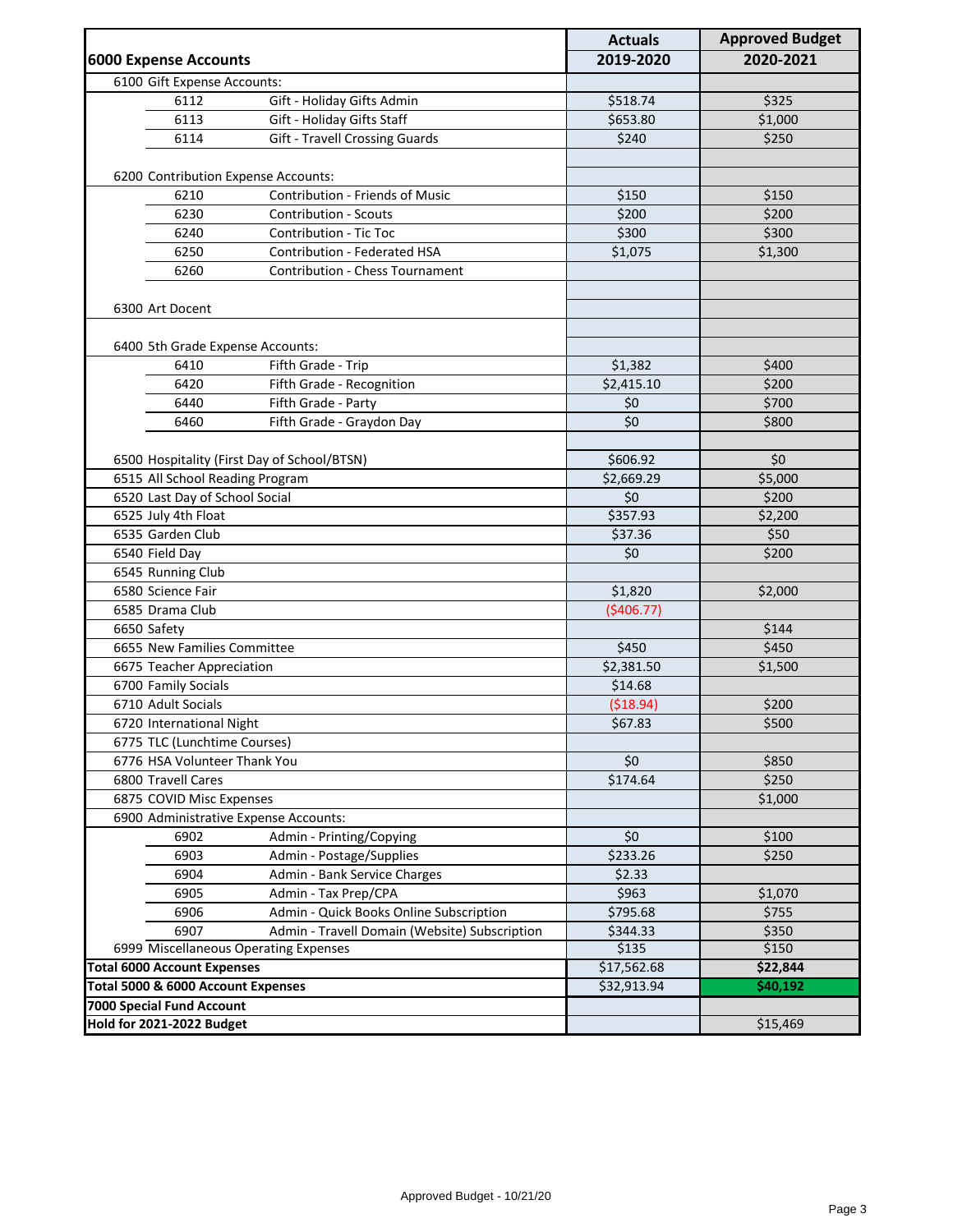| 6000 Expense Accounts | | | Actuals 2019-2020 | Approved Budget 2020-2021 |
|---|---|---|---|---|
| 6100 Gift Expense Accounts: | | | | |
| | 6112 | Gift - Holiday Gifts Admin | $518.74 | $325 |
| | 6113 | Gift - Holiday Gifts Staff | $653.80 | $1,000 |
| | 6114 | Gift - Travell Crossing Guards | $240 | $250 |
| | | | | |
| 6200 Contribution Expense Accounts: | | | | |
| | 6210 | Contribution - Friends of Music | $150 | $150 |
| | 6230 | Contribution - Scouts | $200 | $200 |
| | 6240 | Contribution - Tic Toc | $300 | $300 |
| | 6250 | Contribution - Federated HSA | $1,075 | $1,300 |
| | 6260 | Contribution - Chess Tournament | | |
| | | | | |
| 6300 Art Docent | | | | |
| | | | | |
| 6400 5th Grade Expense Accounts: | | | | |
| | 6410 | Fifth Grade - Trip | $1,382 | $400 |
| | 6420 | Fifth Grade - Recognition | $2,415.10 | $200 |
| | 6440 | Fifth Grade - Party | $0 | $700 |
| | 6460 | Fifth Grade - Graydon Day | $0 | $800 |
| | | | | |
| 6500 Hospitality (First Day of School/BTSN) | | | $606.92 | $0 |
| 6515 All School Reading Program | | | $2,669.29 | $5,000 |
| 6520 Last Day of School Social | | | $0 | $200 |
| 6525 July 4th Float | | | $357.93 | $2,200 |
| 6535 Garden Club | | | $37.36 | $50 |
| 6540 Field Day | | | $0 | $200 |
| 6545 Running Club | | | | |
| 6580 Science Fair | | | $1,820 | $2,000 |
| 6585 Drama Club | | | ($406.77) | |
| 6650 Safety | | | | $144 |
| 6655 New Families Committee | | | $450 | $450 |
| 6675 Teacher Appreciation | | | $2,381.50 | $1,500 |
| 6700 Family Socials | | | $14.68 | |
| 6710 Adult Socials | | | ($18.94) | $200 |
| 6720 International Night | | | $67.83 | $500 |
| 6775 TLC (Lunchtime Courses) | | | | |
| 6776 HSA Volunteer Thank You | | | $0 | $850 |
| 6800 Travell Cares | | | $174.64 | $250 |
| 6875 COVID Misc Expenses | | | | $1,000 |
| 6900 Administrative Expense Accounts: | | | | |
| | 6902 | Admin - Printing/Copying | $0 | $100 |
| | 6903 | Admin - Postage/Supplies | $233.26 | $250 |
| | 6904 | Admin - Bank Service Charges | $2.33 | |
| | 6905 | Admin - Tax Prep/CPA | $963 | $1,070 |
| | 6906 | Admin - Quick Books Online Subscription | $795.68 | $755 |
| | 6907 | Admin - Travell Domain (Website) Subscription | $344.33 | $350 |
| 6999 Miscellaneous Operating Expenses | | | $135 | $150 |
| **Total 6000 Account Expenses** | | | $17,562.68 | **$22,844** |
| **Total 5000 & 6000 Account Expenses** | | | $32,913.94 | **$40,192** |
| **7000 Special Fund Account** | | | | |
| **Hold for 2021-2022 Budget** | | | | $15,469 |

Approved Budget - 10/21/20